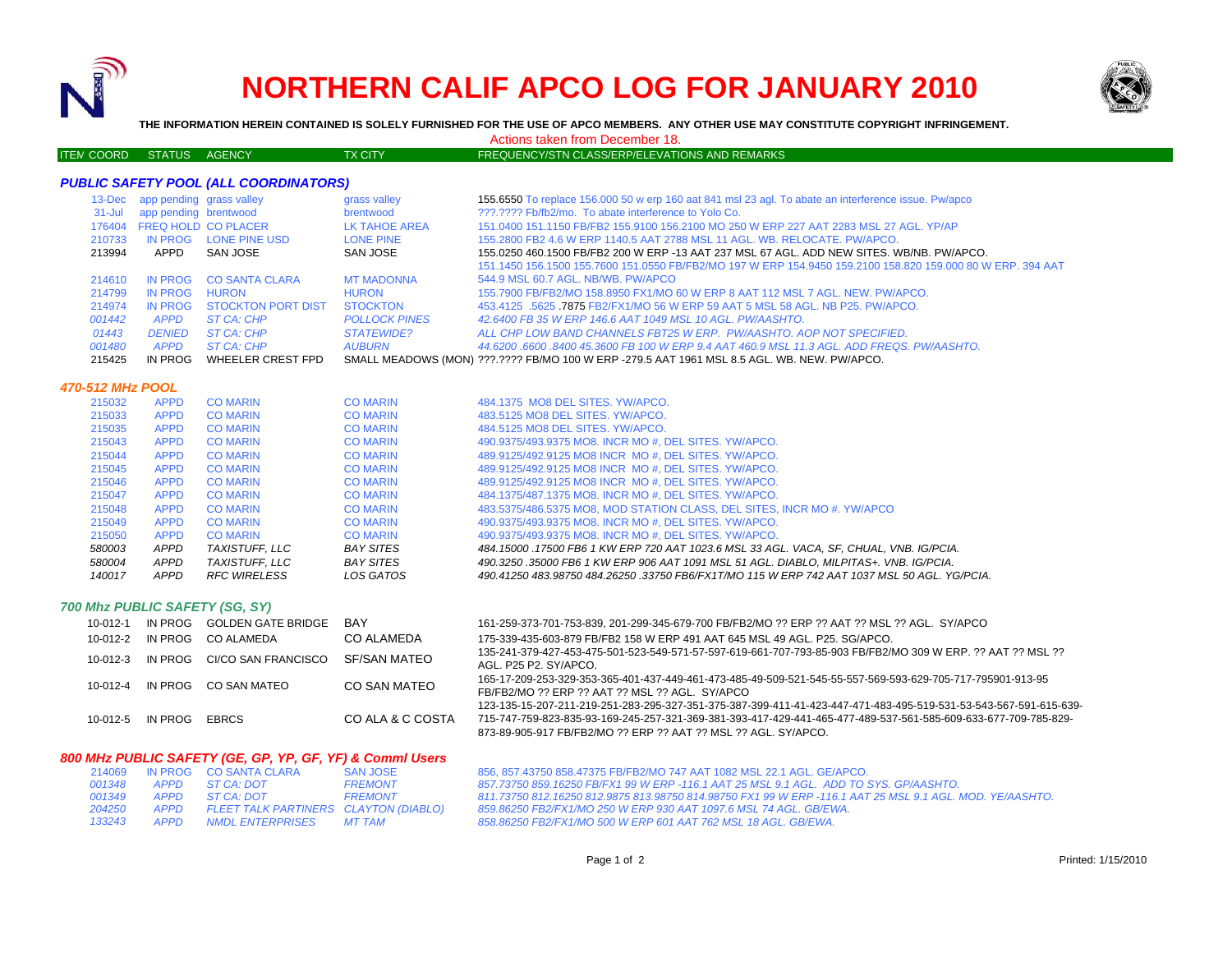# NORTHERN CALIF APCO LOG FOR JANUARY 2010

**THE INFORMATION HEREIN CONTAINED IS SOLELY FURNISHED FOR THE USE OF APCO MEMBERS. ANY OTHER USE MAY CONSTITUTE COPYRIGHT INFRINGEMENT.**

Actions taken from December 18.

| ITEM COORD | STATUS | AGENCY | TX CITY | FREQUENCY/STN CLASS/ERP/ELEVATIONS AND REMARKS |
|---|---|---|---|---|

### *PUBLIC SAFETY POOL (ALL COORDINATORS)*

| ITEM COORD | STATUS | AGENCY | TX CITY | FREQUENCY/STN CLASS/ERP/ELEVATIONS AND REMARKS |
|---|---|---|---|---|
| 13-Dec | app pending | grass valley | grass valley | 155.6550 To replace 156.000 50 w erp 160 aat 841 msl 23 agl. To abate an interference issue. Pw/apco |
| 31-Jul | app pending | brentwood | brentwood | ???.???? Fb/fb2/mo. To abate interference to Yolo Co. |
| 176404 | FREQ HOLD | CO PLACER | LK TAHOE AREA | 151.0400 151.1150 FB/FB2 155.9100 156.2100 MO 250 W ERP 227 AAT 2283 MSL 27 AGL. YP/AP |
| 210733 | IN PROG | LONE PINE USD | LONE PINE | 155.2800 FB2 4.6 W ERP 1140.5 AAT 2788 MSL 11 AGL. WB. RELOCATE. PW/APCO. |
| 213994 | APPD | SAN JOSE | SAN JOSE | 155.0250 460.1500 FB/FB2 200 W ERP -13 AAT 237 MSL 67 AGL. ADD NEW SITES. WB/NB. PW/APCO. |
| | | | | 151.1450 156.1500 155.7600 151.0550 FB/FB2/MO 197 W ERP 154.9450 159.2100 158.820 159.000 80 W ERP. 394 AAT |
| 214610 | IN PROG | CO SANTA CLARA | MT MADONNA | 544.9 MSL 60.7 AGL. NB/WB. PW/APCO |
| 214799 | IN PROG | HURON | HURON | 155.7900 FB/FB2/MO 158.8950 FX1/MO 60 W ERP 8 AAT 112 MSL 7 AGL. NEW. PW/APCO. |
| 214974 | IN PROG | STOCKTON PORT DIST | STOCKTON | 453.4125 .5625 .7875 FB2/FX1/MO 56 W ERP 59 AAT 5 MSL 58 AGL. NB P25. PW/APCO. |
| *001442* | *APPD* | *ST CA: CHP* | *POLLOCK PINES* | *42.6400 FB 35 W ERP 146.6 AAT 1049 MSL 10 AGL. PW/AASHTO.* |
| *01443* | *DENIED* | *ST CA: CHP* | *STATEWIDE?* | *ALL CHP LOW BAND CHANNELS FBT25 W ERP. PW/AASHTO. AOP NOT SPECIFIED.* |
| *001480* | *APPD* | *ST CA: CHP* | *AUBURN* | *44.6200 .6600 .8400 45.3600 FB 100 W ERP 9.4 AAT 460.9 MSL 11.3 AGL. ADD FREQS. PW/AASHTO.* |
| 215425 | IN PROG | WHEELER CREST FPD | SMALL MEADOWS (MON) | ???.???? FB/MO 100 W ERP -279.5 AAT 1961 MSL 8.5 AGL. WB. NEW. PW/APCO. |

### *470-512 MHz POOL*

| ITEM COORD | STATUS | AGENCY | TX CITY | FREQUENCY/STN CLASS/ERP/ELEVATIONS AND REMARKS |
|---|---|---|---|---|
| 215032 | APPD | CO MARIN | CO MARIN | 484.1375 MO8 DEL SITES. YW/APCO. |
| 215033 | APPD | CO MARIN | CO MARIN | 483.5125 MO8 DEL SITES. YW/APCO. |
| 215035 | APPD | CO MARIN | CO MARIN | 484.5125 MO8 DEL SITES. YW/APCO. |
| 215043 | APPD | CO MARIN | CO MARIN | 490.9375/493.9375 MO8. INCR MO #, DEL SITES. YW/APCO. |
| 215044 | APPD | CO MARIN | CO MARIN | 489.9125/492.9125 MO8 INCR MO #, DEL SITES. YW/APCO. |
| 215045 | APPD | CO MARIN | CO MARIN | 489.9125/492.9125 MO8 INCR MO #, DEL SITES. YW/APCO. |
| 215046 | APPD | CO MARIN | CO MARIN | 489.9125/492.9125 MO8 INCR MO #, DEL SITES. YW/APCO. |
| 215047 | APPD | CO MARIN | CO MARIN | 484.1375/487.1375 MO8. INCR MO #, DEL SITES. YW/APCO. |
| 215048 | APPD | CO MARIN | CO MARIN | 483.5375/486.5375 MO8, MOD STATION CLASS, DEL SITES, INCR MO #. YW/APCO |
| 215049 | APPD | CO MARIN | CO MARIN | 490.9375/493.9375 MO8. INCR MO #, DEL SITES. YW/APCO. |
| 215050 | APPD | CO MARIN | CO MARIN | 490.9375/493.9375 MO8. INCR MO #, DEL SITES. YW/APCO. |
| *580003* | *APPD* | *TAXISTUFF, LLC* | *BAY SITES* | *484.15000 .17500 FB6 1 KW ERP 720 AAT 1023.6 MSL 33 AGL. VACA, SF, CHUAL, VNB. IG/PCIA.* |
| *580004* | *APPD* | *TAXISTUFF, LLC* | *BAY SITES* | *490.3250 .35000 FB6 1 KW ERP 906 AAT 1091 MSL 51 AGL. DIABLO, MILPITAS+. VNB. IG/PCIA.* |
| *140017* | *APPD* | *RFC WIRELESS* | *LOS GATOS* | *490.41250 483.98750 484.26250 .33750 FB6/FX1T/MO 115 W ERP 742 AAT 1037 MSL 50 AGL. YG/PCIA.* |

### *700 Mhz PUBLIC SAFETY (SG, SY)*

| ITEM COORD | STATUS | AGENCY | TX CITY | FREQUENCY/STN CLASS/ERP/ELEVATIONS AND REMARKS |
|---|---|---|---|---|
| 10-012-1 | IN PROG | GOLDEN GATE BRIDGE | BAY | 161-259-373-701-753-839, 201-299-345-679-700 FB/FB2/MO ?? ERP ?? AAT ?? MSL ?? AGL. SY/APCO |
| 10-012-2 | IN PROG | CO ALAMEDA | CO ALAMEDA | 175-339-435-603-879 FB/FB2 158 W ERP 491 AAT 645 MSL 49 AGL. P25. SG/APCO. |
| 10-012-3 | IN PROG | CI/CO SAN FRANCISCO | SF/SAN MATEO | 135-241-379-427-453-475-501-523-549-571-57-597-619-661-707-793-85-903 FB/FB2/MO 309 W ERP. ?? AAT ?? MSL ?? AGL. P25 P2. SY/APCO. |
| 10-012-4 | IN PROG | CO SAN MATEO | CO SAN MATEO | 165-17-209-253-329-353-365-401-437-449-461-473-485-49-509-521-545-55-557-569-593-629-705-717-795901-913-95 FB/FB2/MO ?? ERP ?? AAT ?? MSL ?? AGL. SY/APCO |
| 10-012-5 | IN PROG | EBRCS | CO ALA & C COSTA | 123-135-15-207-211-219-251-283-295-327-351-375-387-399-411-41-423-447-471-483-495-519-531-53-543-567-591-615-639-715-747-759-823-835-93-169-245-257-321-369-381-393-417-429-441-465-477-489-537-561-585-609-633-677-709-785-829-873-89-905-917 FB/FB2/MO ?? ERP ?? AAT ?? MSL ?? AGL. SY/APCO. |

### *800 MHz PUBLIC SAFETY (GE, GP, YP, GF, YF) & Comml Users*

| ITEM COORD | STATUS | AGENCY | TX CITY | FREQUENCY/STN CLASS/ERP/ELEVATIONS AND REMARKS |
|---|---|---|---|---|
| 214069 | IN PROG | CO SANTA CLARA | SAN JOSE | 856, 857.43750 858.47375 FB/FB2/MO 747 AAT 1082 MSL 22.1 AGL. GE/APCO. |
| *001348* | *APPD* | *ST CA: DOT* | *FREMONT* | *857.73750 859.16250 FB/FX1 99 W ERP -116.1 AAT 25 MSL 9.1 AGL. ADD TO SYS. GP/AASHTO.* |
| *001349* | *APPD* | *ST CA: DOT* | *FREMONT* | *811.73750 812.16250 812.9875 813.98750 814.98750 FX1 99 W ERP -116.1 AAT 25 MSL 9.1 AGL. MOD. YE/AASHTO.* |
| *204250* | *APPD* | *FLEET TALK PARTINERS* | *CLAYTON (DIABLO)* | *859.86250 FB2/FX1/MO 250 W ERP 930 AAT 1097.6 MSL 74 AGL. GB/EWA.* |
| *133243* | *APPD* | *NMDL ENTERPRISES* | *MT TAM* | *858.86250 FB2/FX1/MO 500 W ERP 601 AAT 762 MSL 18 AGL. GB/EWA.* |

Printed: 1/15/2010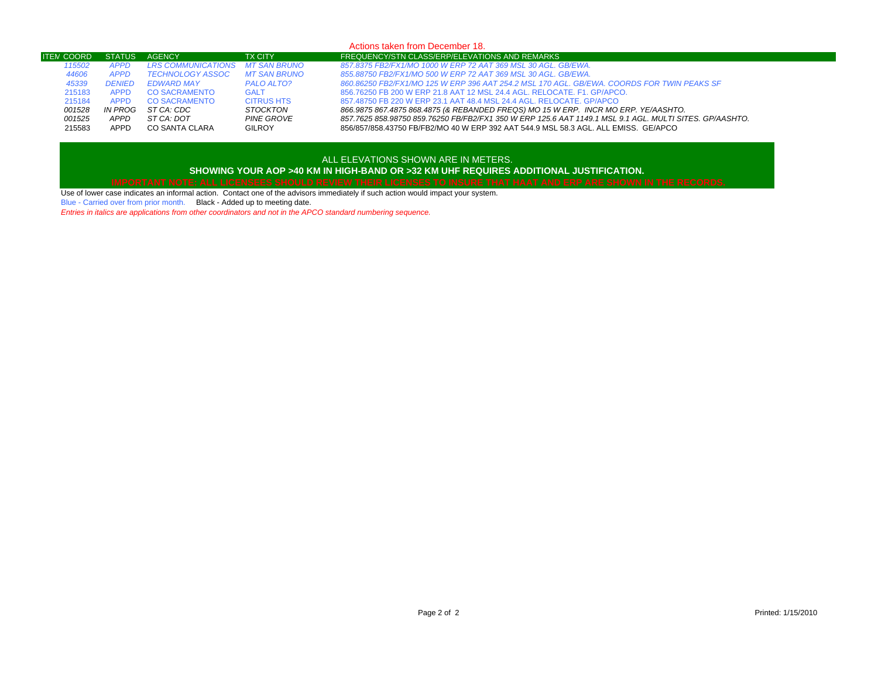Actions taken from December 18.

| ITEM | COORD | STATUS | AGENCY | TX CITY | FREQUENCY/STN CLASS/ERP/ELEVATIONS AND REMARKS |
|---|---|---|---|---|---|
| | *115502* | *APPD* | *LRS COMMUNICATIONS* | *MT SAN BRUNO* | *857.8375 FB2/FX1/MO 1000 W ERP 72 AAT 369 MSL 30 AGL. GB/EWA.* |
| | *44606* | *APPD* | *TECHNOLOGY ASSOC* | *MT SAN BRUNO* | *855.88750 FB2/FX1/MO 500 W ERP 72 AAT 369 MSL 30 AGL. GB/EWA.* |
| | *45339* | *DENIED* | *EDWARD MAY* | *PALO ALTO?* | *860.86250 FB2/FX1/MO 125 W ERP 396 AAT 254.2 MSL 170 AGL. GB/EWA. COORDS FOR TWIN PEAKS SF* |
| | 215183 | APPD | CO SACRAMENTO | GALT | 856.76250 FB 200 W ERP 21.8 AAT 12 MSL 24.4 AGL. RELOCATE. F1. GP/APCO. |
| | 215184 | APPD | CO SACRAMENTO | CITRUS HTS | 857.48750 FB 220 W ERP 23.1 AAT 48.4 MSL 24.4 AGL. RELOCATE. GP/APCO |
| | *001528* | *IN PROG* | *ST CA: CDC* | *STOCKTON* | *866.9875 867.4875 868.4875 (& REBANDED FREQS) MO 15 W ERP. INCR MO ERP. YE/AASHTO.* |
| | *001525* | *APPD* | *ST CA: DOT* | *PINE GROVE* | *857.7625 858.98750 859.76250 FB/FB2/FX1 350 W ERP 125.6 AAT 1149.1 MSL 9.1 AGL. MULTI SITES. GP/AASHTO.* |
| | 215583 | APPD | CO SANTA CLARA | GILROY | 856/857/858.43750 FB/FB2/MO 40 W ERP 392 AAT 544.9 MSL 58.3 AGL. ALL EMISS. GE/APCO |

ALL ELEVATIONS SHOWN ARE IN METERS.

**SHOWING YOUR AOP >40 KM IN HIGH-BAND OR >32 KM UHF REQUIRES ADDITIONAL JUSTIFICATION.**

**IMPORTANT NOTE: ALL LICENSEES SHOULD REVIEW THEIR LICENSES TO INSURE THAT HAAT AND ERP ARE SHOWN IN THE RECORDS.**

Use of lower case indicates an informal action. Contact one of the advisors immediately if such action would impact your system.

Blue - Carried over from prior month. Black - Added up to meeting date.

*Entries in italics are applications from other coordinators and not in the APCO standard numbering sequence.*

Printed: 1/15/2010